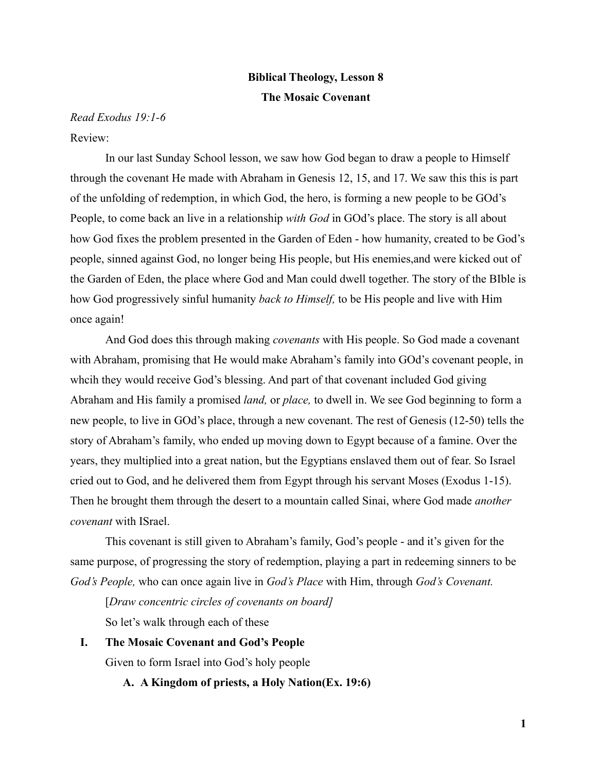**Biblical Theology, Lesson 8**

**The Mosaic Covenant**

*Read Exodus 19:1-6*

Review:

In our last Sunday School lesson, we saw how God began to draw a people to Himself through the covenant He made with Abraham in Genesis 12, 15, and 17. We saw this this is part of the unfolding of redemption, in which God, the hero, is forming a new people to be GOd's People, to come back an live in a relationship *with God* in GOd's place. The story is all about how God fixes the problem presented in the Garden of Eden - how humanity, created to be God's people, sinned against God, no longer being His people, but His enemies,and were kicked out of the Garden of Eden, the place where God and Man could dwell together. The story of the BIble is how God progressively sinful humanity *back to Himself,* to be His people and live with Him once again!

And God does this through making *covenants* with His people. So God made a covenant with Abraham, promising that He would make Abraham's family into GOd's covenant people, in whcih they would receive God's blessing. And part of that covenant included God giving Abraham and His family a promised *land,* or *place,* to dwell in. We see God beginning to form a new people, to live in GOd's place, through a new covenant. The rest of Genesis (12-50) tells the story of Abraham's family, who ended up moving down to Egypt because of a famine. Over the years, they multiplied into a great nation, but the Egyptians enslaved them out of fear. So Israel cried out to God, and he delivered them from Egypt through his servant Moses (Exodus 1-15). Then he brought them through the desert to a mountain called Sinai, where God made *another covenant* with ISrael.

This covenant is still given to Abraham's family, God's people - and it's given for the same purpose, of progressing the story of redemption, playing a part in redeeming sinners to be *God's People,* who can once again live in *God's Place* with Him, through *God's Covenant.*

[*Draw concentric circles of covenants on board]*

So let's walk through each of these

## I. The Mosaic Covenant and God's People

Given to form Israel into God's holy people

### A. A Kingdom of priests, a Holy Nation(Ex. 19:6)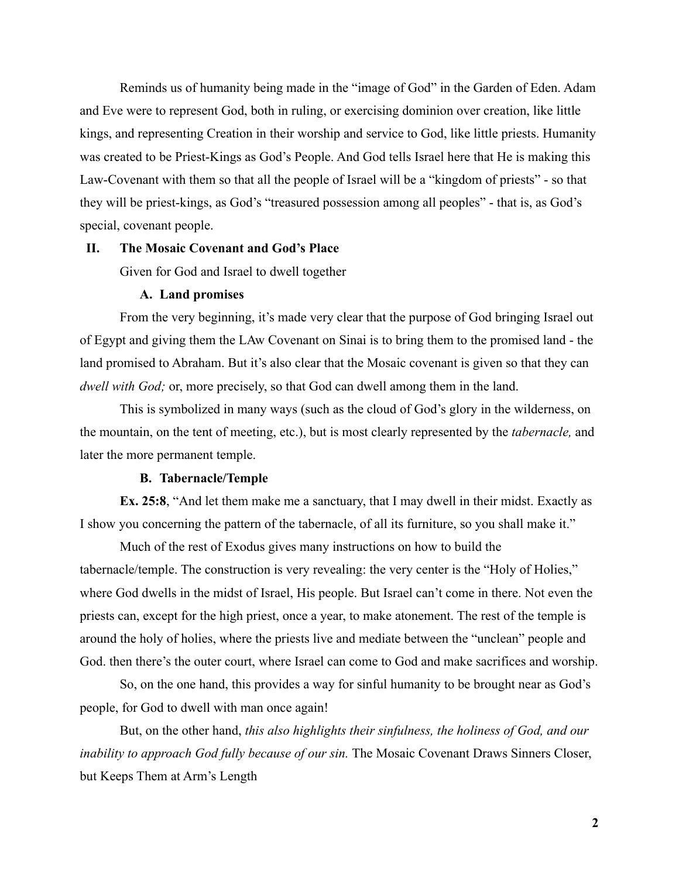Reminds us of humanity being made in the "image of God" in the Garden of Eden. Adam and Eve were to represent God, both in ruling, or exercising dominion over creation, like little kings, and representing Creation in their worship and service to God, like little priests. Humanity was created to be Priest-Kings as God's People. And God tells Israel here that He is making this Law-Covenant with them so that all the people of Israel will be a "kingdom of priests" - so that they will be priest-kings, as God's "treasured possession among all peoples" - that is, as God's special, covenant people.

## II. The Mosaic Covenant and God's Place

Given for God and Israel to dwell together

### A. Land promises

From the very beginning, it's made very clear that the purpose of God bringing Israel out of Egypt and giving them the LAw Covenant on Sinai is to bring them to the promised land - the land promised to Abraham. But it's also clear that the Mosaic covenant is given so that they can *dwell with God;* or, more precisely, so that God can dwell among them in the land.

This is symbolized in many ways (such as the cloud of God's glory in the wilderness, on the mountain, on the tent of meeting, etc.), but is most clearly represented by the *tabernacle,* and later the more permanent temple.

### B. Tabernacle/Temple

**Ex. 25:8**, "And let them make me a sanctuary, that I may dwell in their midst. Exactly as I show you concerning the pattern of the tabernacle, of all its furniture, so you shall make it."

Much of the rest of Exodus gives many instructions on how to build the tabernacle/temple. The construction is very revealing: the very center is the "Holy of Holies," where God dwells in the midst of Israel, His people. But Israel can't come in there. Not even the priests can, except for the high priest, once a year, to make atonement. The rest of the temple is around the holy of holies, where the priests live and mediate between the "unclean" people and God. then there's the outer court, where Israel can come to God and make sacrifices and worship.

So, on the one hand, this provides a way for sinful humanity to be brought near as God's people, for God to dwell with man once again!

But, on the other hand, *this also highlights their sinfulness, the holiness of God, and our inability to approach God fully because of our sin.* The Mosaic Covenant Draws Sinners Closer, but Keeps Them at Arm's Length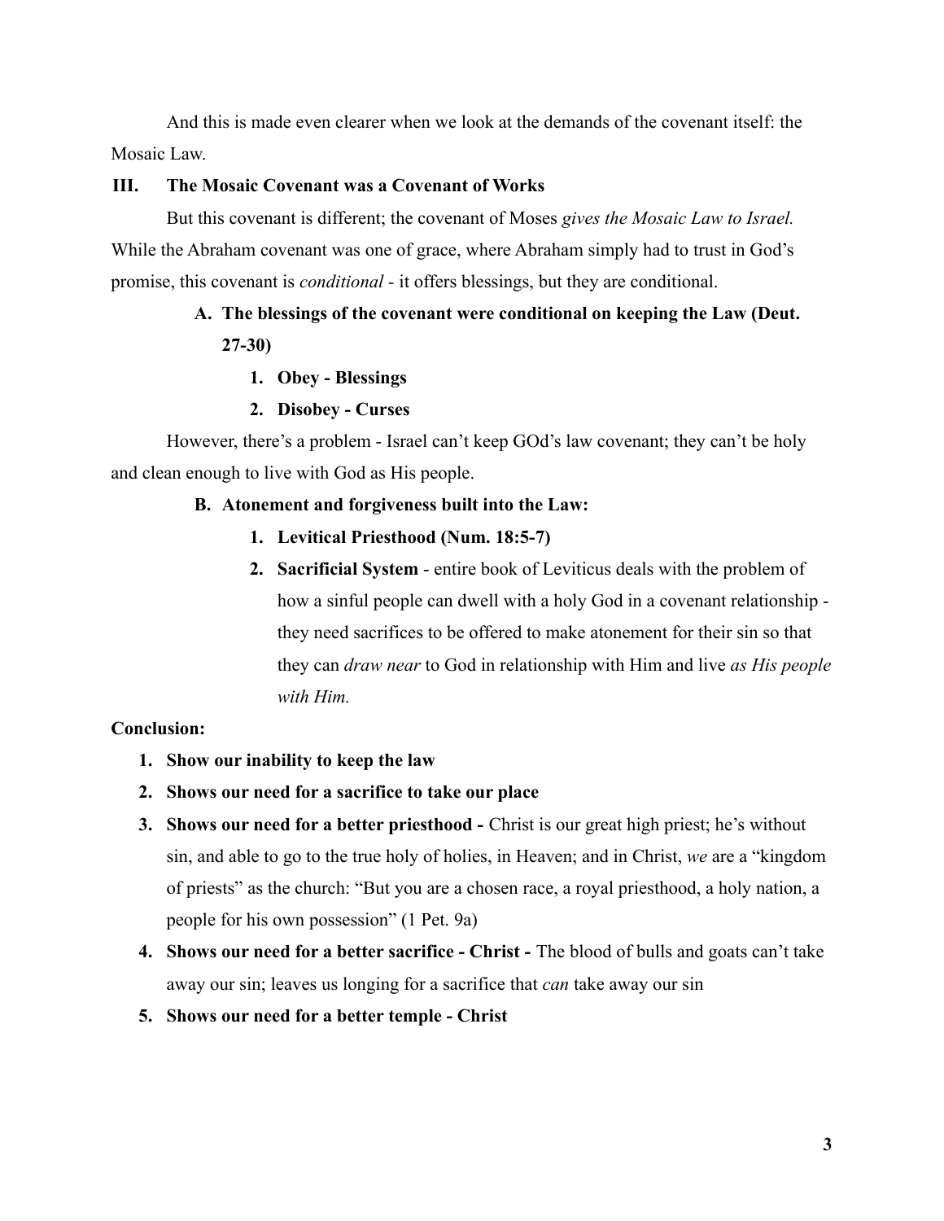And this is made even clearer when we look at the demands of the covenant itself: the Mosaic Law.

## III. The Mosaic Covenant was a Covenant of Works

But this covenant is different; the covenant of Moses *gives the Mosaic Law to Israel.* While the Abraham covenant was one of grace, where Abraham simply had to trust in God's promise, this covenant is *conditional* - it offers blessings, but they are conditional.

### A. The blessings of the covenant were conditional on keeping the Law (Deut. 27-30)

1. **Obey - Blessings**
2. **Disobey - Curses**

However, there's a problem - Israel can't keep GOd's law covenant; they can't be holy and clean enough to live with God as His people.

### B. Atonement and forgiveness built into the Law:

1. **Levitical Priesthood (Num. 18:5-7)**
2. **Sacrificial System** - entire book of Leviticus deals with the problem of how a sinful people can dwell with a holy God in a covenant relationship - they need sacrifices to be offered to make atonement for their sin so that they can *draw near* to God in relationship with Him and live *as His people with Him.*

**Conclusion:**

1. **Show our inability to keep the law**
2. **Shows our need for a sacrifice to take our place**
3. **Shows our need for a better priesthood -** Christ is our great high priest; he's without sin, and able to go to the true holy of holies, in Heaven; and in Christ, *we* are a "kingdom of priests" as the church: "But you are a chosen race, a royal priesthood, a holy nation, a people for his own possession" (1 Pet. 9a)
4. **Shows our need for a better sacrifice - Christ -** The blood of bulls and goats can't take away our sin; leaves us longing for a sacrifice that *can* take away our sin
5. **Shows our need for a better temple - Christ**